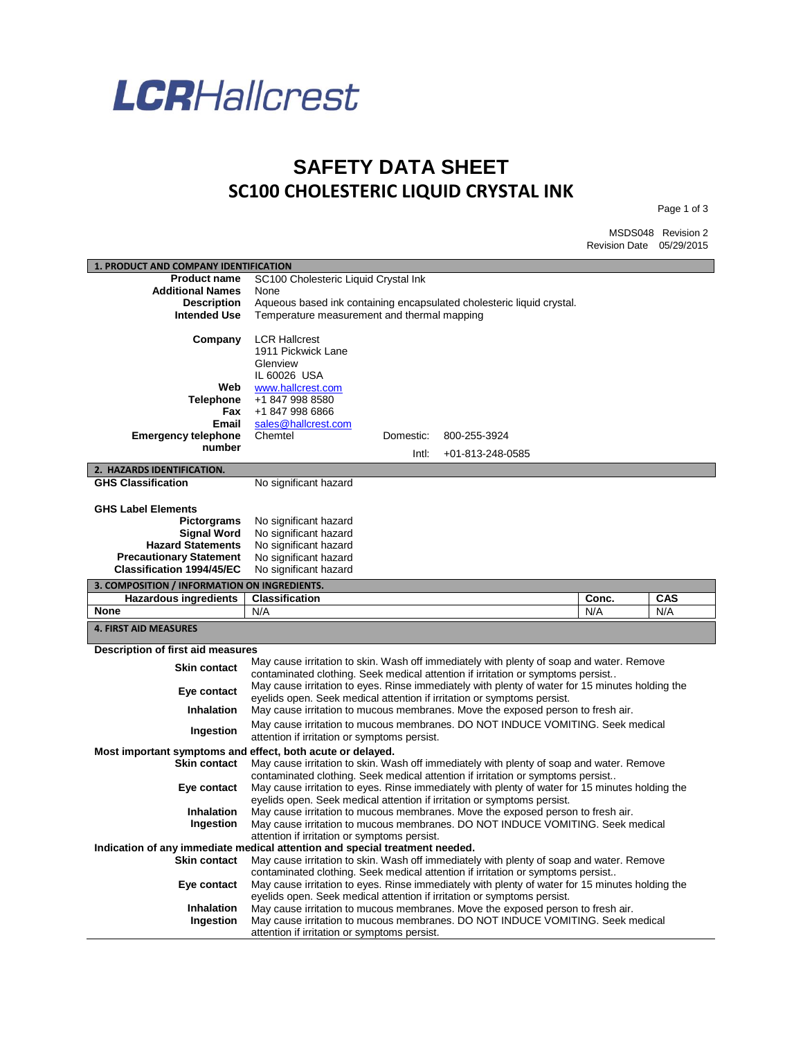**LCRHallcrest**

# SAFETY DATA SHEET
## SC100 CHOLESTERIC LIQUID CRYSTAL INK

MSDS048 Revision 2
Revision Date 05/29/2015

### 1. PRODUCT AND COMPANY IDENTIFICATION

| | |
|---|---|
| **Product name** | SC100 Cholesteric Liquid Crystal Ink |
| **Additional Names** | None |
| **Description** | Aqueous based ink containing encapsulated cholesteric liquid crystal. |
| **Intended Use** | Temperature measurement and thermal mapping |
| **Company** | LCR Hallcrest<br>1911 Pickwick Lane<br>Glenview<br>IL 60026 USA |
| **Web** | www.hallcrest.com |
| **Telephone** | +1 847 998 8580 |
| **Fax** | +1 847 998 6866 |
| **Email** | sales@hallcrest.com |
| **Emergency telephone number** | Chemtel Domestic: 800-255-3924<br>Intl: +01-813-248-0585 |

### 2. HAZARDS IDENTIFICATION.

| | |
|---|---|
| **GHS Classification** | No significant hazard |

**GHS Label Elements**

| | |
|---|---|
| **Pictograms** | No significant hazard |
| **Signal Word** | No significant hazard |
| **Hazard Statements** | No significant hazard |
| **Precautionary Statement** | No significant hazard |
| **Classification 1994/45/EC** | No significant hazard |

### 3. COMPOSITION / INFORMATION ON INGREDIENTS.

| Hazardous ingredients | Classification | Conc. | CAS |
|---|---|---|---|
| None | N/A | N/A | N/A |

### 4. FIRST AID MEASURES

**Description of first aid measures**

| | |
|---|---|
| **Skin contact** | May cause irritation to skin. Wash off immediately with plenty of soap and water. Remove contaminated clothing. Seek medical attention if irritation or symptoms persist.. |
| **Eye contact** | May cause irritation to eyes. Rinse immediately with plenty of water for 15 minutes holding the eyelids open. Seek medical attention if irritation or symptoms persist. |
| **Inhalation** | May cause irritation to mucous membranes. Move the exposed person to fresh air. |
| **Ingestion** | May cause irritation to mucous membranes. DO NOT INDUCE VOMITING. Seek medical attention if irritation or symptoms persist. |

**Most important symptoms and effect, both acute or delayed.**

| | |
|---|---|
| **Skin contact** | May cause irritation to skin. Wash off immediately with plenty of soap and water. Remove contaminated clothing. Seek medical attention if irritation or symptoms persist.. |
| **Eye contact** | May cause irritation to eyes. Rinse immediately with plenty of water for 15 minutes holding the eyelids open. Seek medical attention if irritation or symptoms persist. |
| **Inhalation** | May cause irritation to mucous membranes. Move the exposed person to fresh air. |
| **Ingestion** | May cause irritation to mucous membranes. DO NOT INDUCE VOMITING. Seek medical attention if irritation or symptoms persist. |

**Indication of any immediate medical attention and special treatment needed.**

| | |
|---|---|
| **Skin contact** | May cause irritation to skin. Wash off immediately with plenty of soap and water. Remove contaminated clothing. Seek medical attention if irritation or symptoms persist.. |
| **Eye contact** | May cause irritation to eyes. Rinse immediately with plenty of water for 15 minutes holding the eyelids open. Seek medical attention if irritation or symptoms persist. |
| **Inhalation** | May cause irritation to mucous membranes. Move the exposed person to fresh air. |
| **Ingestion** | May cause irritation to mucous membranes. DO NOT INDUCE VOMITING. Seek medical attention if irritation or symptoms persist. |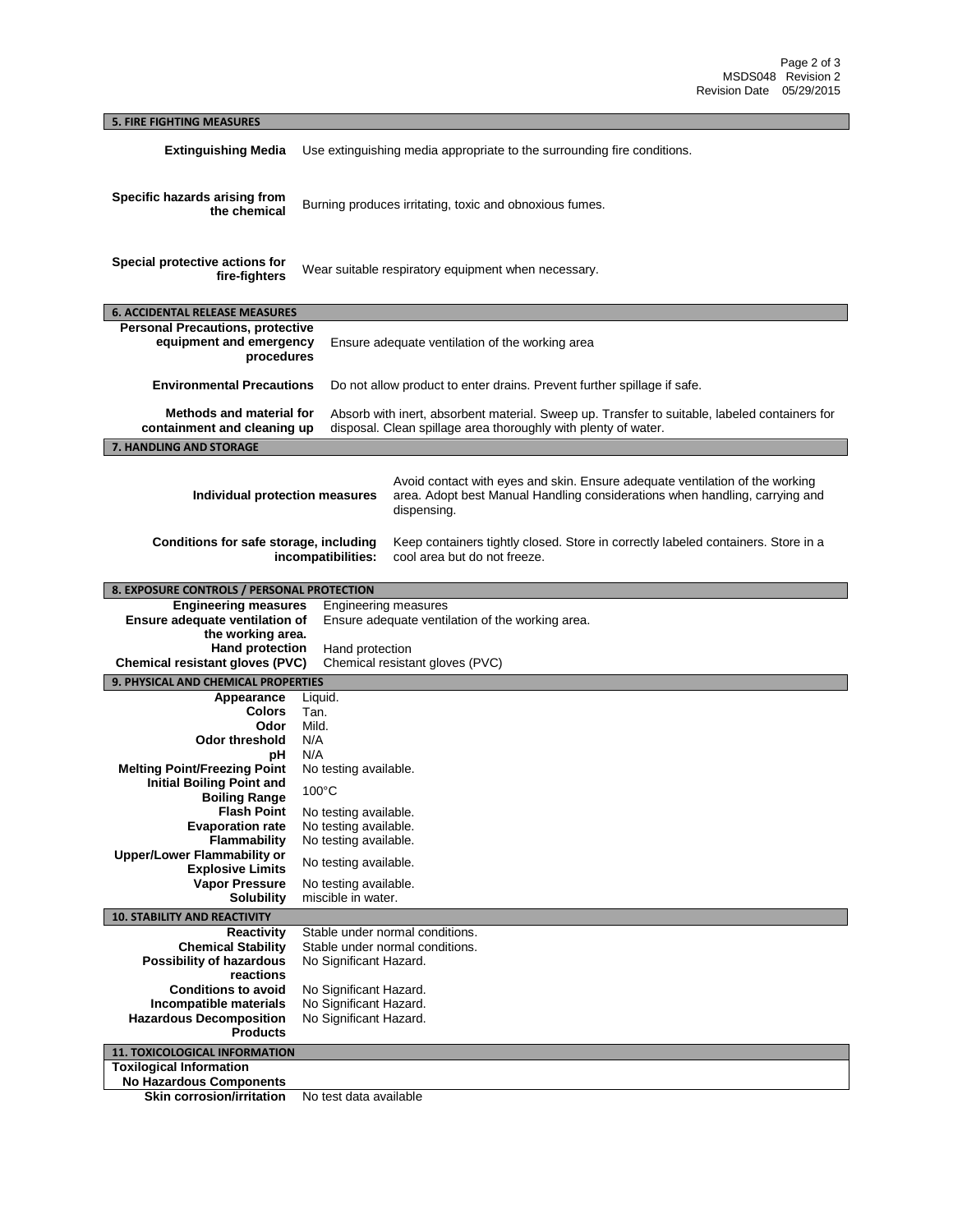## 5. FIRE FIGHTING MEASURES

| | |
|---|---|
| **Extinguishing Media** | Use extinguishing media appropriate to the surrounding fire conditions. |
| **Specific hazards arising from the chemical** | Burning produces irritating, toxic and obnoxious fumes. |
| **Special protective actions for fire-fighters** | Wear suitable respiratory equipment when necessary. |

## 6. ACCIDENTAL RELEASE MEASURES

| | |
|---|---|
| **Personal Precautions, protective equipment and emergency procedures** | Ensure adequate ventilation of the working area |
| **Environmental Precautions** | Do not allow product to enter drains. Prevent further spillage if safe. |
| **Methods and material for containment and cleaning up** | Absorb with inert, absorbent material. Sweep up. Transfer to suitable, labeled containers for disposal. Clean spillage area thoroughly with plenty of water. |

## 7. HANDLING AND STORAGE

| | |
|---|---|
| **Individual protection measures** | Avoid contact with eyes and skin. Ensure adequate ventilation of the working area. Adopt best Manual Handling considerations when handling, carrying and dispensing. |
| **Conditions for safe storage, including incompatibilities:** | Keep containers tightly closed. Store in correctly labeled containers. Store in a cool area but do not freeze. |

## 8. EXPOSURE CONTROLS / PERSONAL PROTECTION

| | |
|---|---|
| **Engineering measures** | Engineering measures |
| **Ensure adequate ventilation of the working area.** | Ensure adequate ventilation of the working area. |
| **Hand protection** | Hand protection |
| **Chemical resistant gloves (PVC)** | Chemical resistant gloves (PVC) |

## 9. PHYSICAL AND CHEMICAL PROPERTIES

| | |
|---|---|
| **Appearance** | Liquid. |
| **Colors** | Tan. |
| **Odor** | Mild. |
| **Odor threshold** | N/A |
| **pH** | N/A |
| **Melting Point/Freezing Point** | No testing available. |
| **Initial Boiling Point and Boiling Range** | 100°C |
| **Flash Point** | No testing available. |
| **Evaporation rate** | No testing available. |
| **Flammability** | No testing available. |
| **Upper/Lower Flammability or Explosive Limits** | No testing available. |
| **Vapor Pressure** | No testing available. |
| **Solubility** | miscible in water. |

## 10. STABILITY AND REACTIVITY

| | |
|---|---|
| **Reactivity** | Stable under normal conditions. |
| **Chemical Stability** | Stable under normal conditions. |
| **Possibility of hazardous reactions** | No Significant Hazard. |
| **Conditions to avoid** | No Significant Hazard. |
| **Incompatible materials** | No Significant Hazard. |
| **Hazardous Decomposition Products** | No Significant Hazard. |

## 11. TOXICOLOGICAL INFORMATION

**Toxilogical Information**

**No Hazardous Components**

| | |
|---|---|
| **Skin corrosion/irritation** | No test data available |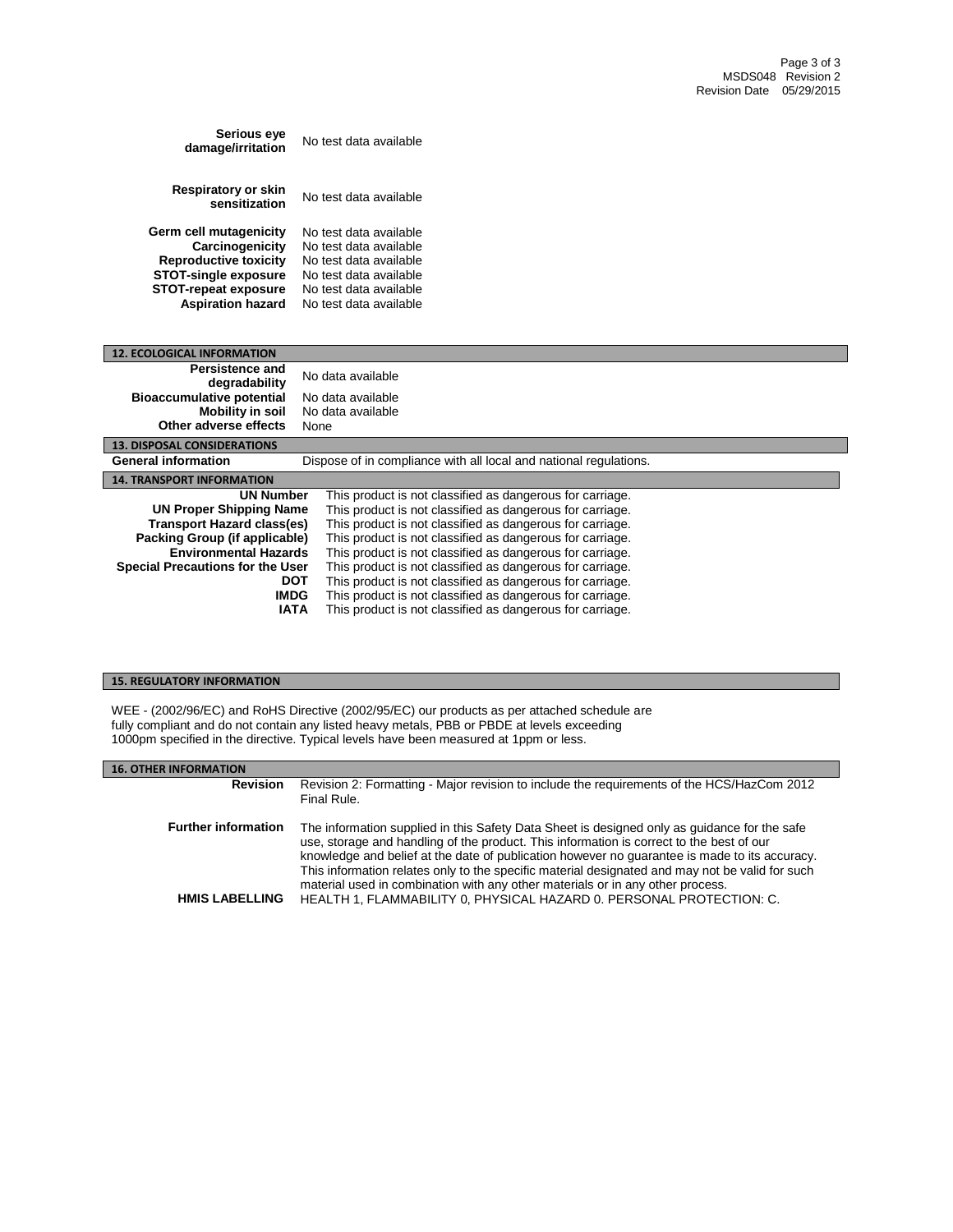| | |
|---|---|
| **Serious eye damage/irritation** | No test data available |
| **Respiratory or skin sensitization** | No test data available |
| **Germ cell mutagenicity** | No test data available |
| **Carcinogenicity** | No test data available |
| **Reproductive toxicity** | No test data available |
| **STOT-single exposure** | No test data available |
| **STOT-repeat exposure** | No test data available |
| **Aspiration hazard** | No test data available |

## 12. ECOLOGICAL INFORMATION

| | |
|---|---|
| **Persistence and degradability** | No data available |
| **Bioaccumulative potential** | No data available |
| **Mobility in soil** | No data available |
| **Other adverse effects** | None |

## 13. DISPOSAL CONSIDERATIONS

| | |
|---|---|
| **General information** | Dispose of in compliance with all local and national regulations. |

## 14. TRANSPORT INFORMATION

| | |
|---|---|
| **UN Number** | This product is not classified as dangerous for carriage. |
| **UN Proper Shipping Name** | This product is not classified as dangerous for carriage. |
| **Transport Hazard class(es)** | This product is not classified as dangerous for carriage. |
| **Packing Group (if applicable)** | This product is not classified as dangerous for carriage. |
| **Environmental Hazards** | This product is not classified as dangerous for carriage. |
| **Special Precautions for the User** | This product is not classified as dangerous for carriage. |
| **DOT** | This product is not classified as dangerous for carriage. |
| **IMDG** | This product is not classified as dangerous for carriage. |
| **IATA** | This product is not classified as dangerous for carriage. |

## 15. REGULATORY INFORMATION

WEE - (2002/96/EC) and RoHS Directive (2002/95/EC) our products as per attached schedule are fully compliant and do not contain any listed heavy metals, PBB or PBDE at levels exceeding 1000pm specified in the directive. Typical levels have been measured at 1ppm or less.

## 16. OTHER INFORMATION

| | |
|---|---|
| **Revision** | Revision 2: Formatting - Major revision to include the requirements of the HCS/HazCom 2012 Final Rule. |
| **Further information** | The information supplied in this Safety Data Sheet is designed only as guidance for the safe use, storage and handling of the product. This information is correct to the best of our knowledge and belief at the date of publication however no guarantee is made to its accuracy. This information relates only to the specific material designated and may not be valid for such material used in combination with any other materials or in any other process. |
| **HMIS LABELLING** | HEALTH 1, FLAMMABILITY 0, PHYSICAL HAZARD 0. PERSONAL PROTECTION: C. |